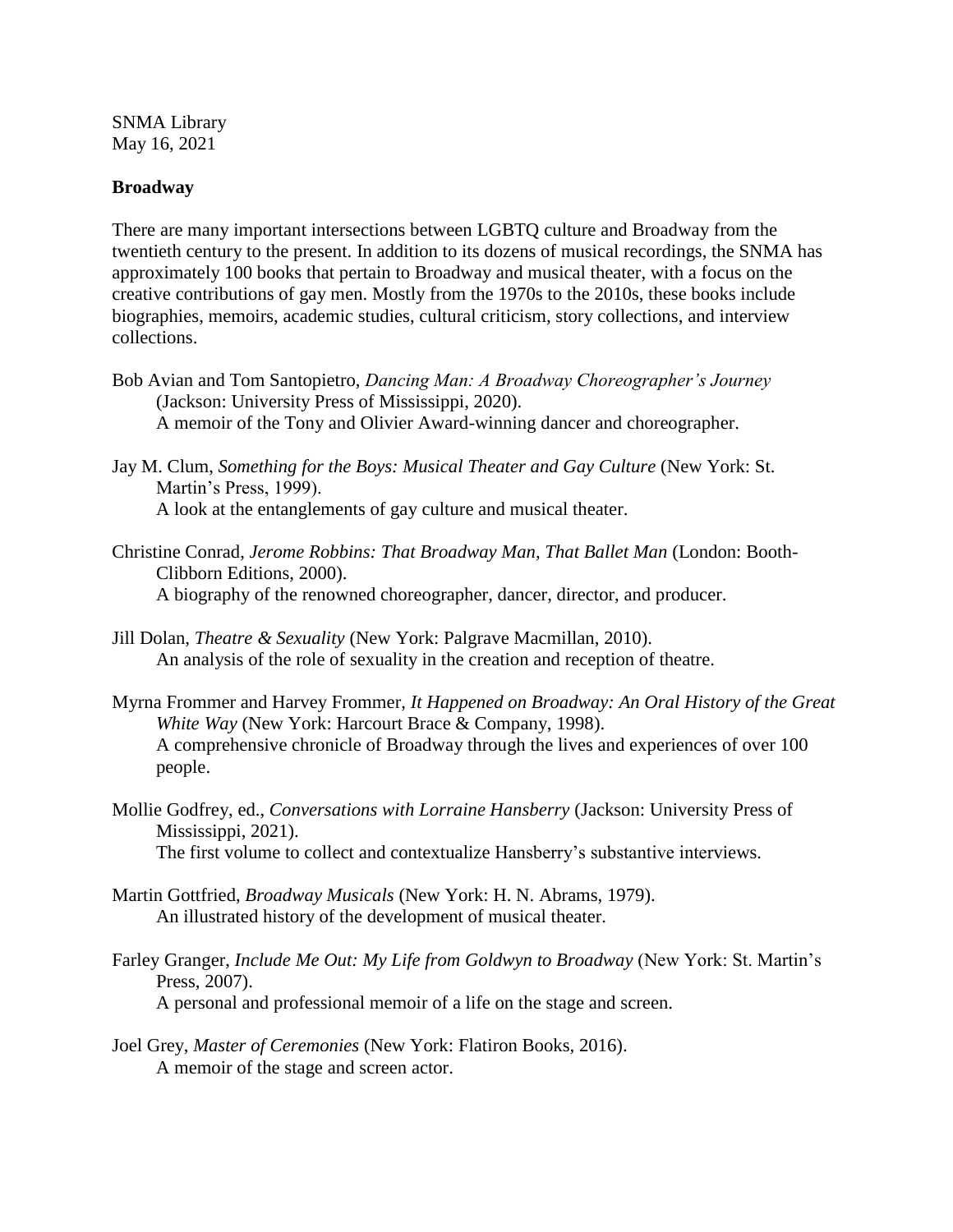SNMA Library
May 16, 2021

**Broadway**

There are many important intersections between LGBTQ culture and Broadway from the twentieth century to the present. In addition to its dozens of musical recordings, the SNMA has approximately 100 books that pertain to Broadway and musical theater, with a focus on the creative contributions of gay men. Mostly from the 1970s to the 2010s, these books include biographies, memoirs, academic studies, cultural criticism, story collections, and interview collections.

Bob Avian and Tom Santopietro, *Dancing Man: A Broadway Choreographer's Journey* (Jackson: University Press of Mississippi, 2020).
A memoir of the Tony and Olivier Award-winning dancer and choreographer.

Jay M. Clum, *Something for the Boys: Musical Theater and Gay Culture* (New York: St. Martin's Press, 1999).
A look at the entanglements of gay culture and musical theater.

Christine Conrad, *Jerome Robbins: That Broadway Man, That Ballet Man* (London: Booth-Clibborn Editions, 2000).
A biography of the renowned choreographer, dancer, director, and producer.

Jill Dolan, *Theatre & Sexuality* (New York: Palgrave Macmillan, 2010).
An analysis of the role of sexuality in the creation and reception of theatre.

Myrna Frommer and Harvey Frommer, *It Happened on Broadway: An Oral History of the Great White Way* (New York: Harcourt Brace & Company, 1998).
A comprehensive chronicle of Broadway through the lives and experiences of over 100 people.

Mollie Godfrey, ed., *Conversations with Lorraine Hansberry* (Jackson: University Press of Mississippi, 2021).
The first volume to collect and contextualize Hansberry's substantive interviews.

Martin Gottfried, *Broadway Musicals* (New York: H. N. Abrams, 1979).
An illustrated history of the development of musical theater.

Farley Granger, *Include Me Out: My Life from Goldwyn to Broadway* (New York: St. Martin's Press, 2007).
A personal and professional memoir of a life on the stage and screen.

Joel Grey, *Master of Ceremonies* (New York: Flatiron Books, 2016).
A memoir of the stage and screen actor.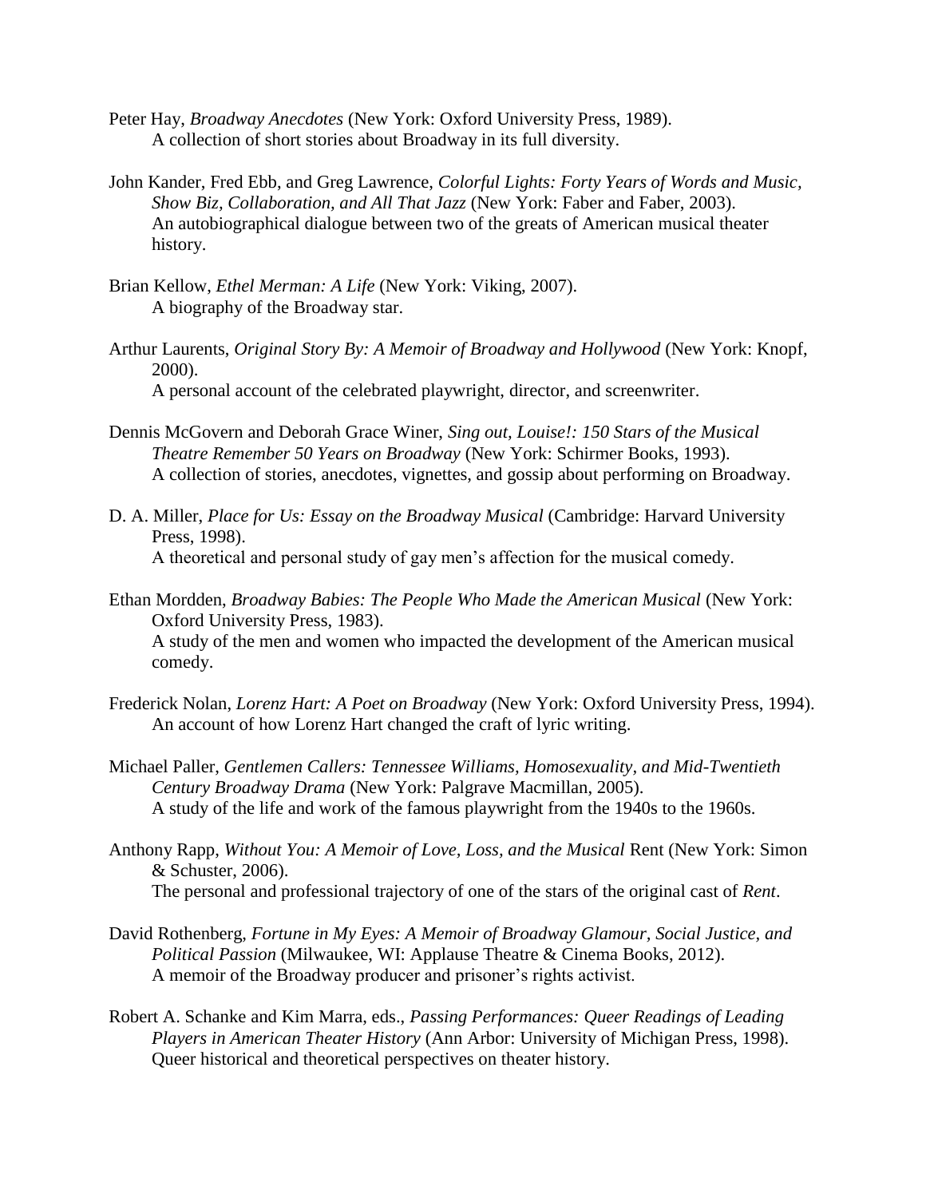Peter Hay, *Broadway Anecdotes* (New York: Oxford University Press, 1989).
A collection of short stories about Broadway in its full diversity.

John Kander, Fred Ebb, and Greg Lawrence, *Colorful Lights: Forty Years of Words and Music, Show Biz, Collaboration, and All That Jazz* (New York: Faber and Faber, 2003).
An autobiographical dialogue between two of the greats of American musical theater history.

Brian Kellow, *Ethel Merman: A Life* (New York: Viking, 2007).
A biography of the Broadway star.

Arthur Laurents, *Original Story By: A Memoir of Broadway and Hollywood* (New York: Knopf, 2000).
A personal account of the celebrated playwright, director, and screenwriter.

Dennis McGovern and Deborah Grace Winer, *Sing out, Louise!: 150 Stars of the Musical Theatre Remember 50 Years on Broadway* (New York: Schirmer Books, 1993).
A collection of stories, anecdotes, vignettes, and gossip about performing on Broadway.

D. A. Miller, *Place for Us: Essay on the Broadway Musical* (Cambridge: Harvard University Press, 1998).
A theoretical and personal study of gay men's affection for the musical comedy.

Ethan Mordden, *Broadway Babies: The People Who Made the American Musical* (New York: Oxford University Press, 1983).
A study of the men and women who impacted the development of the American musical comedy.

Frederick Nolan, *Lorenz Hart: A Poet on Broadway* (New York: Oxford University Press, 1994).
An account of how Lorenz Hart changed the craft of lyric writing.

Michael Paller, *Gentlemen Callers: Tennessee Williams, Homosexuality, and Mid-Twentieth Century Broadway Drama* (New York: Palgrave Macmillan, 2005).
A study of the life and work of the famous playwright from the 1940s to the 1960s.

Anthony Rapp, *Without You: A Memoir of Love, Loss, and the Musical* Rent (New York: Simon & Schuster, 2006).
The personal and professional trajectory of one of the stars of the original cast of *Rent*.

David Rothenberg, *Fortune in My Eyes: A Memoir of Broadway Glamour, Social Justice, and Political Passion* (Milwaukee, WI: Applause Theatre & Cinema Books, 2012).
A memoir of the Broadway producer and prisoner's rights activist.

Robert A. Schanke and Kim Marra, eds., *Passing Performances: Queer Readings of Leading Players in American Theater History* (Ann Arbor: University of Michigan Press, 1998).
Queer historical and theoretical perspectives on theater history.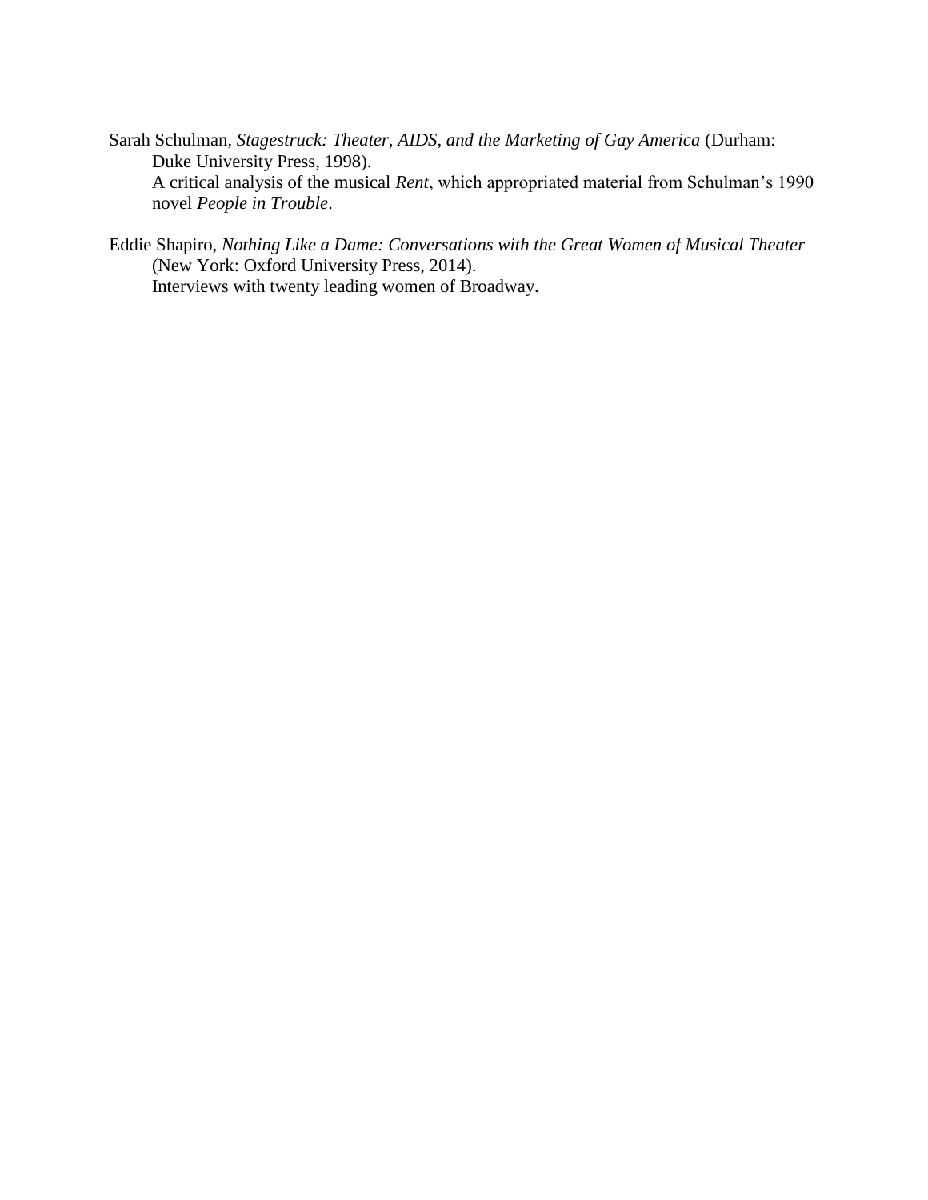Sarah Schulman, *Stagestruck: Theater, AIDS, and the Marketing of Gay America* (Durham: Duke University Press, 1998).
A critical analysis of the musical *Rent*, which appropriated material from Schulman's 1990 novel *People in Trouble*.

Eddie Shapiro, *Nothing Like a Dame: Conversations with the Great Women of Musical Theater* (New York: Oxford University Press, 2014).
Interviews with twenty leading women of Broadway.